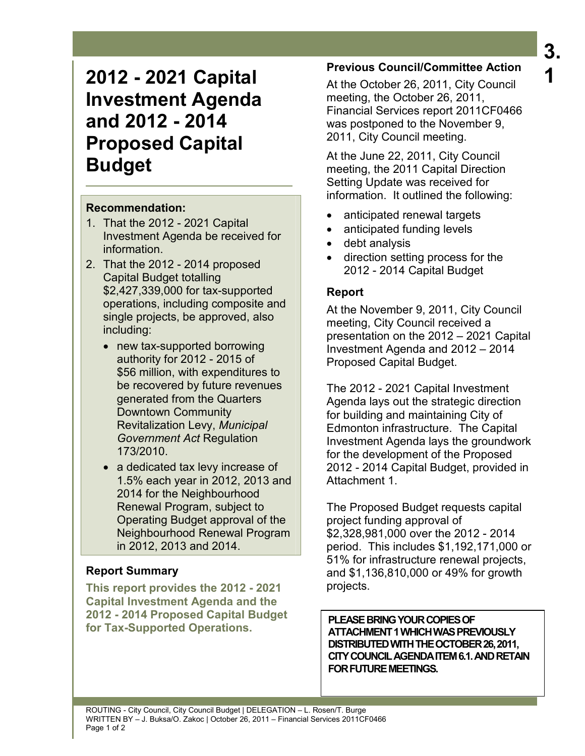# 2012 - 2021 Capital Investment Agenda and 2012 - 2014 Proposed Capital Budget

3.1

### Recommendation:

1. That the 2012 - 2021 Capital Investment Agenda be received for information.
2. That the 2012 - 2014 proposed Capital Budget totalling $2,427,339,000 for tax-supported operations, including composite and single projects, be approved, also including:
   - new tax-supported borrowing authority for 2012 - 2015 of $56 million, with expenditures to be recovered by future revenues generated from the Quarters Downtown Community Revitalization Levy, *Municipal Government Act* Regulation 173/2010.
   - a dedicated tax levy increase of 1.5% each year in 2012, 2013 and 2014 for the Neighbourhood Renewal Program, subject to Operating Budget approval of the Neighbourhood Renewal Program in 2012, 2013 and 2014.

### Report Summary

**This report provides the 2012 - 2021 Capital Investment Agenda and the 2012 - 2014 Proposed Capital Budget for Tax-Supported Operations.**

### Previous Council/Committee Action

At the October 26, 2011, City Council meeting, the October 26, 2011, Financial Services report 2011CF0466 was postponed to the November 9, 2011, City Council meeting.

At the June 22, 2011, City Council meeting, the 2011 Capital Direction Setting Update was received for information. It outlined the following:

- anticipated renewal targets
- anticipated funding levels
- debt analysis
- direction setting process for the 2012 - 2014 Capital Budget

### Report

At the November 9, 2011, City Council meeting, City Council received a presentation on the 2012 – 2021 Capital Investment Agenda and 2012 – 2014 Proposed Capital Budget.

The 2012 - 2021 Capital Investment Agenda lays out the strategic direction for building and maintaining City of Edmonton infrastructure. The Capital Investment Agenda lays the groundwork for the development of the Proposed 2012 - 2014 Capital Budget, provided in Attachment 1.

The Proposed Budget requests capital project funding approval of $2,328,981,000 over the 2012 - 2014 period. This includes $1,192,171,000 or 51% for infrastructure renewal projects, and $1,136,810,000 or 49% for growth projects.

**PLEASE BRING YOUR COPIES OF ATTACHMENT 1 WHICH WAS PREVIOUSLY DISTRIBUTED WITH THE OCTOBER 26, 2011, CITY COUNCIL AGENDA ITEM 6.1. AND RETAIN FOR FUTURE MEETINGS.**

ROUTING - City Council, City Council Budget | DELEGATION – L. Rosen/T. Burge
WRITTEN BY – J. Buksa/O. Zakoc | October 26, 2011 – Financial Services 2011CF0466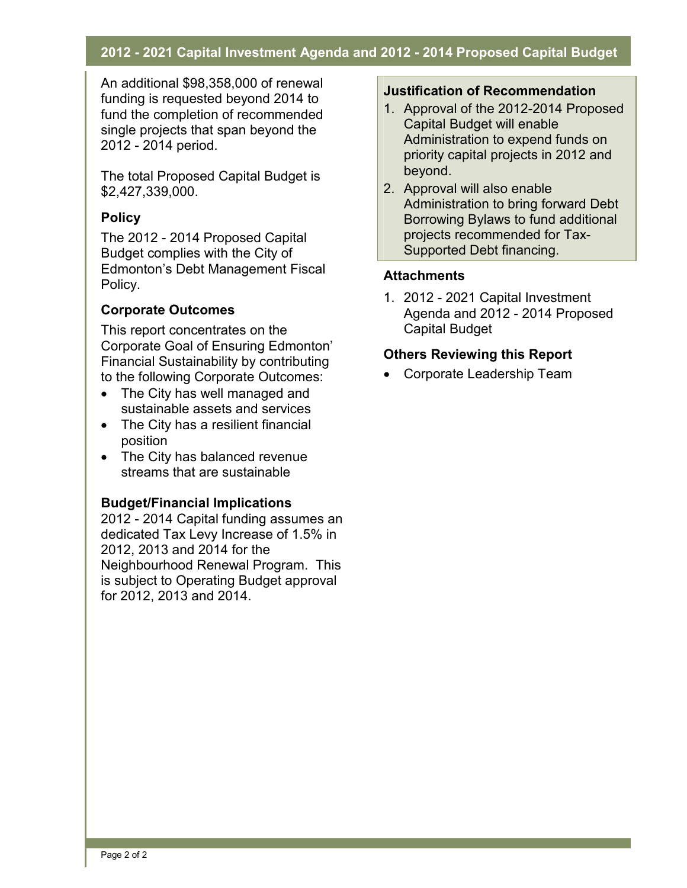An additional $98,358,000 of renewal funding is requested beyond 2014 to fund the completion of recommended single projects that span beyond the 2012 - 2014 period.

The total Proposed Capital Budget is $2,427,339,000.

### Policy

The 2012 - 2014 Proposed Capital Budget complies with the City of Edmonton's Debt Management Fiscal Policy.

### Corporate Outcomes

This report concentrates on the Corporate Goal of Ensuring Edmonton' Financial Sustainability by contributing to the following Corporate Outcomes:

- The City has well managed and sustainable assets and services
- The City has a resilient financial position
- The City has balanced revenue streams that are sustainable

### Budget/Financial Implications

2012 - 2014 Capital funding assumes an dedicated Tax Levy Increase of 1.5% in 2012, 2013 and 2014 for the Neighbourhood Renewal Program. This is subject to Operating Budget approval for 2012, 2013 and 2014.

### Justification of Recommendation

1. Approval of the 2012-2014 Proposed Capital Budget will enable Administration to expend funds on priority capital projects in 2012 and beyond.
2. Approval will also enable Administration to bring forward Debt Borrowing Bylaws to fund additional projects recommended for Tax-Supported Debt financing.

### Attachments

1. 2012 - 2021 Capital Investment Agenda and 2012 - 2014 Proposed Capital Budget

### Others Reviewing this Report

- Corporate Leadership Team